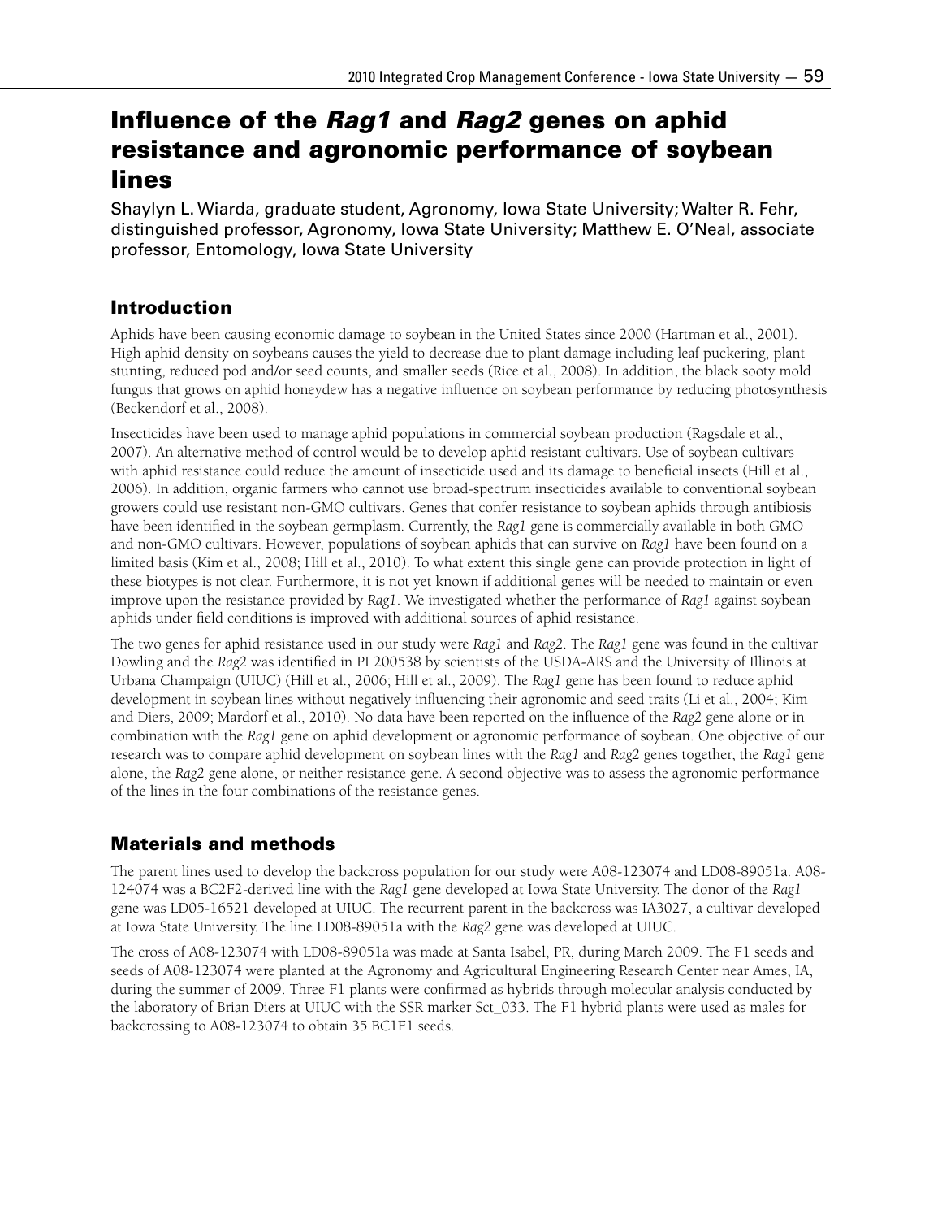# Influence of the *Rag1* and *Rag2* genes on aphid resistance and agronomic performance of soybean lines

Shaylyn L. Wiarda, graduate student, Agronomy, Iowa State University; Walter R. Fehr, distinguished professor, Agronomy, Iowa State University; Matthew E. O'Neal, associate professor, Entomology, Iowa State University

## Introduction

Aphids have been causing economic damage to soybean in the United States since 2000 (Hartman et al., 2001). High aphid density on soybeans causes the yield to decrease due to plant damage including leaf puckering, plant stunting, reduced pod and/or seed counts, and smaller seeds (Rice et al., 2008). In addition, the black sooty mold fungus that grows on aphid honeydew has a negative influence on soybean performance by reducing photosynthesis (Beckendorf et al., 2008).

Insecticides have been used to manage aphid populations in commercial soybean production (Ragsdale et al., 2007). An alternative method of control would be to develop aphid resistant cultivars. Use of soybean cultivars with aphid resistance could reduce the amount of insecticide used and its damage to beneficial insects (Hill et al., 2006). In addition, organic farmers who cannot use broad-spectrum insecticides available to conventional soybean growers could use resistant non-GMO cultivars. Genes that confer resistance to soybean aphids through antibiosis have been identified in the soybean germplasm. Currently, the *Rag1* gene is commercially available in both GMO and non-GMO cultivars. However, populations of soybean aphids that can survive on *Rag1* have been found on a limited basis (Kim et al., 2008; Hill et al., 2010). To what extent this single gene can provide protection in light of these biotypes is not clear. Furthermore, it is not yet known if additional genes will be needed to maintain or even improve upon the resistance provided by *Rag1*. We investigated whether the performance of *Rag1* against soybean aphids under field conditions is improved with additional sources of aphid resistance.

The two genes for aphid resistance used in our study were *Rag1* and *Rag2*. The *Rag1* gene was found in the cultivar Dowling and the *Rag2* was identified in PI 200538 by scientists of the USDA-ARS and the University of Illinois at Urbana Champaign (UIUC) (Hill et al., 2006; Hill et al., 2009). The *Rag1* gene has been found to reduce aphid development in soybean lines without negatively influencing their agronomic and seed traits (Li et al., 2004; Kim and Diers, 2009; Mardorf et al., 2010). No data have been reported on the influence of the *Rag2* gene alone or in combination with the *Rag1* gene on aphid development or agronomic performance of soybean. One objective of our research was to compare aphid development on soybean lines with the *Rag1* and *Rag2* genes together, the *Rag1* gene alone, the *Rag2* gene alone, or neither resistance gene. A second objective was to assess the agronomic performance of the lines in the four combinations of the resistance genes.

## Materials and methods

The parent lines used to develop the backcross population for our study were A08-123074 and LD08-89051a. A08-124074 was a BC2F2-derived line with the *Rag1* gene developed at Iowa State University. The donor of the *Rag1* gene was LD05-16521 developed at UIUC. The recurrent parent in the backcross was IA3027, a cultivar developed at Iowa State University. The line LD08-89051a with the *Rag2* gene was developed at UIUC.

The cross of A08-123074 with LD08-89051a was made at Santa Isabel, PR, during March 2009. The F1 seeds and seeds of A08-123074 were planted at the Agronomy and Agricultural Engineering Research Center near Ames, IA, during the summer of 2009. Three F1 plants were confirmed as hybrids through molecular analysis conducted by the laboratory of Brian Diers at UIUC with the SSR marker Sct_033. The F1 hybrid plants were used as males for backcrossing to A08-123074 to obtain 35 BC1F1 seeds.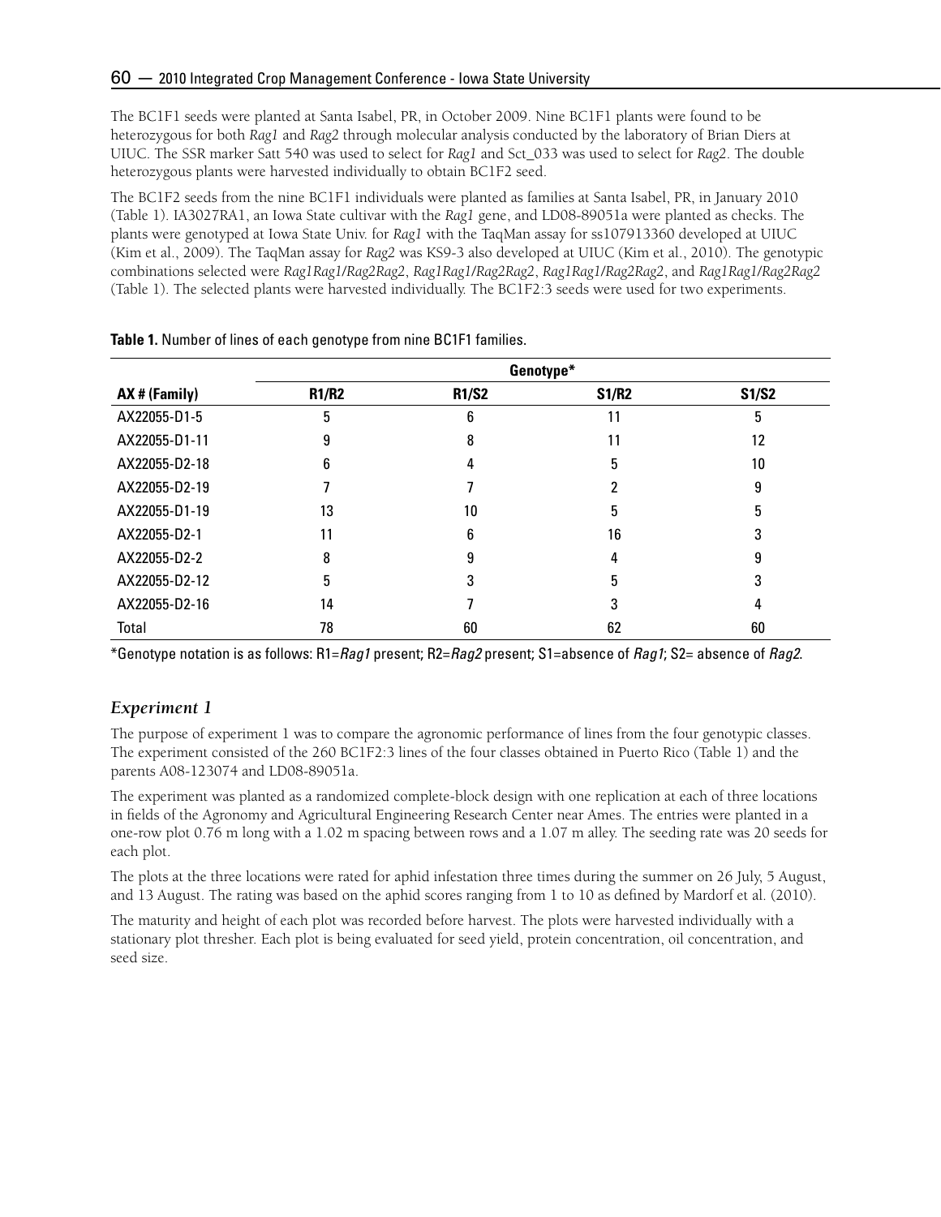The BC1F1 seeds were planted at Santa Isabel, PR, in October 2009. Nine BC1F1 plants were found to be heterozygous for both *Rag1* and *Rag2* through molecular analysis conducted by the laboratory of Brian Diers at UIUC. The SSR marker Satt 540 was used to select for *Rag1* and Sct_033 was used to select for *Rag2*. The double heterozygous plants were harvested individually to obtain BC1F2 seed.

The BC1F2 seeds from the nine BC1F1 individuals were planted as families at Santa Isabel, PR, in January 2010 (Table 1). IA3027RA1, an Iowa State cultivar with the *Rag1* gene, and LD08-89051a were planted as checks. The plants were genotyped at Iowa State Univ. for *Rag1* with the TaqMan assay for ss107913360 developed at UIUC (Kim et al., 2009). The TaqMan assay for *Rag2* was KS9-3 also developed at UIUC (Kim et al., 2010). The genotypic combinations selected were *Rag1Rag1/Rag2Rag2*, *Rag1Rag1/Rag2Rag2*, *Rag1Rag1/Rag2Rag2*, and *Rag1Rag1/Rag2Rag2* (Table 1). The selected plants were harvested individually. The BC1F2:3 seeds were used for two experiments.

**Table 1.** Number of lines of each genotype from nine BC1F1 families.

| | Genotype* | | | |
|---|---|---|---|---|
| **AX # (Family)** | **R1/R2** | **R1/S2** | **S1/R2** | **S1/S2** |
| AX22055-D1-5 | 5 | 6 | 11 | 5 |
| AX22055-D1-11 | 9 | 8 | 11 | 12 |
| AX22055-D2-18 | 6 | 4 | 5 | 10 |
| AX22055-D2-19 | 7 | 7 | 2 | 9 |
| AX22055-D1-19 | 13 | 10 | 5 | 5 |
| AX22055-D2-1 | 11 | 6 | 16 | 3 |
| AX22055-D2-2 | 8 | 9 | 4 | 9 |
| AX22055-D2-12 | 5 | 3 | 5 | 3 |
| AX22055-D2-16 | 14 | 7 | 3 | 4 |
| Total | 78 | 60 | 62 | 60 |

*Genotype notation is as follows: R1=*Rag1* present; R2=*Rag2* present; S1=absence of *Rag1*; S2= absence of *Rag2*.

## *Experiment 1*

The purpose of experiment 1 was to compare the agronomic performance of lines from the four genotypic classes. The experiment consisted of the 260 BC1F2:3 lines of the four classes obtained in Puerto Rico (Table 1) and the parents A08-123074 and LD08-89051a.

The experiment was planted as a randomized complete-block design with one replication at each of three locations in fields of the Agronomy and Agricultural Engineering Research Center near Ames. The entries were planted in a one-row plot 0.76 m long with a 1.02 m spacing between rows and a 1.07 m alley. The seeding rate was 20 seeds for each plot.

The plots at the three locations were rated for aphid infestation three times during the summer on 26 July, 5 August, and 13 August. The rating was based on the aphid scores ranging from 1 to 10 as defined by Mardorf et al. (2010).

The maturity and height of each plot was recorded before harvest. The plots were harvested individually with a stationary plot thresher. Each plot is being evaluated for seed yield, protein concentration, oil concentration, and seed size.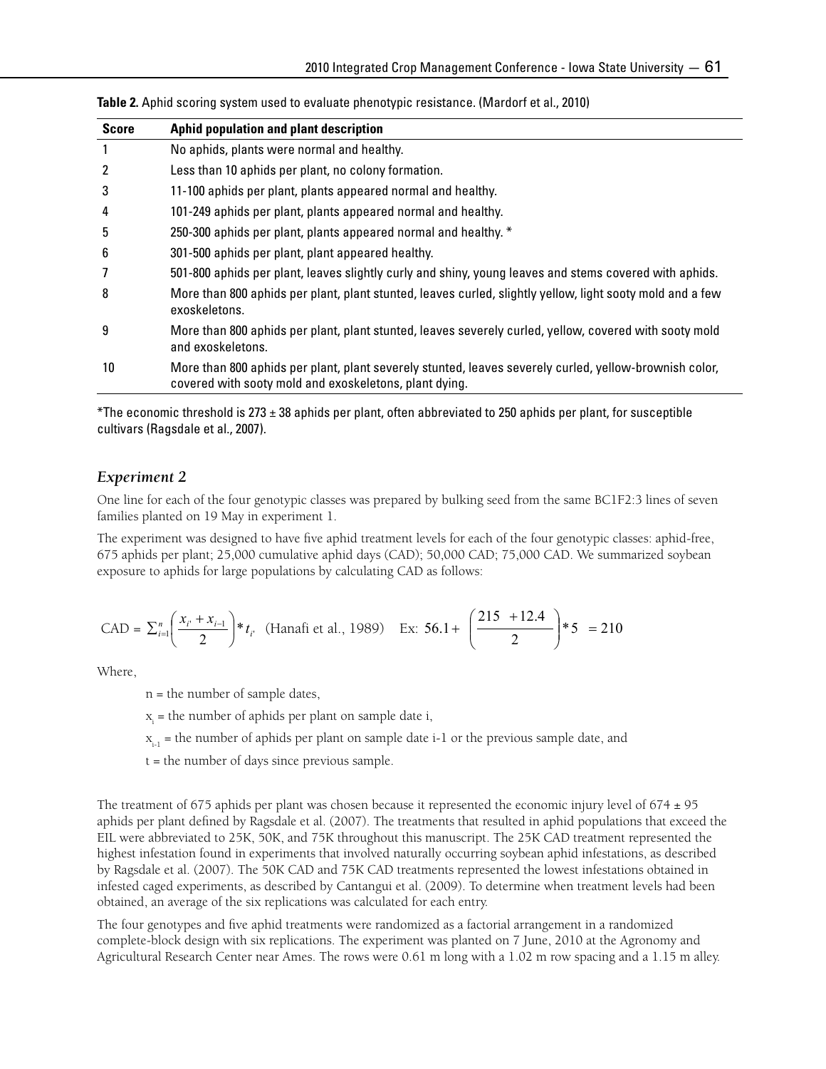**Table 2.** Aphid scoring system used to evaluate phenotypic resistance. (Mardorf et al., 2010)

| Score | Aphid population and plant description |
|---|---|
| 1 | No aphids, plants were normal and healthy. |
| 2 | Less than 10 aphids per plant, no colony formation. |
| 3 | 11-100 aphids per plant, plants appeared normal and healthy. |
| 4 | 101-249 aphids per plant, plants appeared normal and healthy. |
| 5 | 250-300 aphids per plant, plants appeared normal and healthy. * |
| 6 | 301-500 aphids per plant, plant appeared healthy. |
| 7 | 501-800 aphids per plant, leaves slightly curly and shiny, young leaves and stems covered with aphids. |
| 8 | More than 800 aphids per plant, plant stunted, leaves curled, slightly yellow, light sooty mold and a few exoskeletons. |
| 9 | More than 800 aphids per plant, plant stunted, leaves severely curled, yellow, covered with sooty mold and exoskeletons. |
| 10 | More than 800 aphids per plant, plant severely stunted, leaves severely curled, yellow-brownish color, covered with sooty mold and exoskeletons, plant dying. |

*The economic threshold is 273 ± 38 aphids per plant, often abbreviated to 250 aphids per plant, for susceptible cultivars (Ragsdale et al., 2007).

## *Experiment 2*

One line for each of the four genotypic classes was prepared by bulking seed from the same BC1F2:3 lines of seven families planted on 19 May in experiment 1.

The experiment was designed to have five aphid treatment levels for each of the four genotypic classes: aphid-free, 675 aphids per plant; 25,000 cumulative aphid days (CAD); 50,000 CAD; 75,000 CAD. We summarized soybean exposure to aphids for large populations by calculating CAD as follows:

$$\text{CAD} = \sum_{i=1}^{n}\left(\frac{x_{i'} + x_{i-1}}{2}\right) * t_{i'} \quad \text{(Hanafi et al., 1989)} \quad \text{Ex: } 56.1 + \left(\frac{215 \ + 12.4}{2}\right) * 5 \ = 210$$

Where,

n = the number of sample dates,

$x_i$ = the number of aphids per plant on sample date i,

$x_{i-1}$ = the number of aphids per plant on sample date i-1 or the previous sample date, and

t = the number of days since previous sample.

The treatment of 675 aphids per plant was chosen because it represented the economic injury level of 674 ± 95 aphids per plant defined by Ragsdale et al. (2007). The treatments that resulted in aphid populations that exceed the EIL were abbreviated to 25K, 50K, and 75K throughout this manuscript. The 25K CAD treatment represented the highest infestation found in experiments that involved naturally occurring soybean aphid infestations, as described by Ragsdale et al. (2007). The 50K CAD and 75K CAD treatments represented the lowest infestations obtained in infested caged experiments, as described by Cantangui et al. (2009). To determine when treatment levels had been obtained, an average of the six replications was calculated for each entry.

The four genotypes and five aphid treatments were randomized as a factorial arrangement in a randomized complete-block design with six replications. The experiment was planted on 7 June, 2010 at the Agronomy and Agricultural Research Center near Ames. The rows were 0.61 m long with a 1.02 m row spacing and a 1.15 m alley.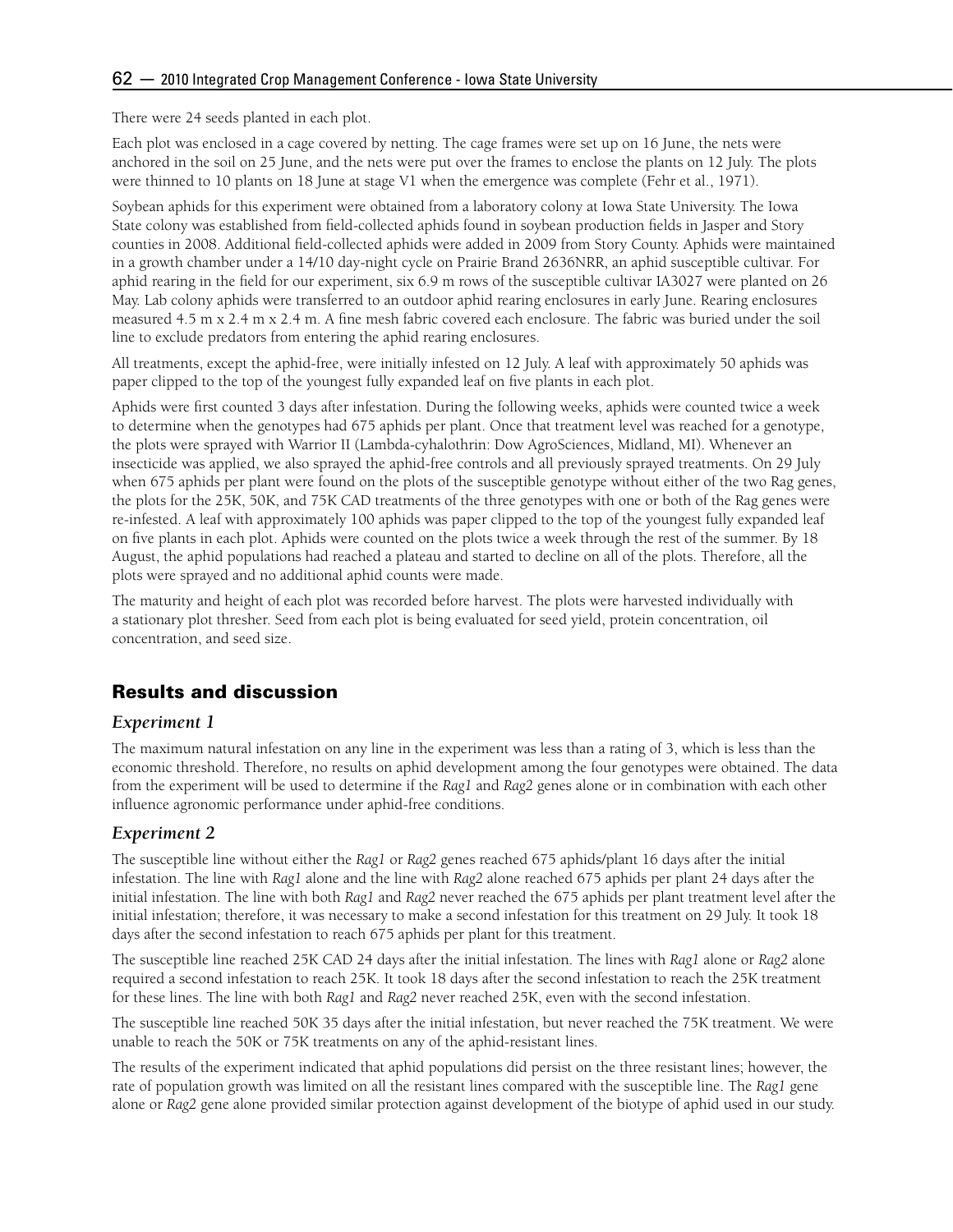There were 24 seeds planted in each plot.

Each plot was enclosed in a cage covered by netting. The cage frames were set up on 16 June, the nets were anchored in the soil on 25 June, and the nets were put over the frames to enclose the plants on 12 July. The plots were thinned to 10 plants on 18 June at stage V1 when the emergence was complete (Fehr et al., 1971).

Soybean aphids for this experiment were obtained from a laboratory colony at Iowa State University. The Iowa State colony was established from field-collected aphids found in soybean production fields in Jasper and Story counties in 2008. Additional field-collected aphids were added in 2009 from Story County. Aphids were maintained in a growth chamber under a 14/10 day-night cycle on Prairie Brand 2636NRR, an aphid susceptible cultivar. For aphid rearing in the field for our experiment, six 6.9 m rows of the susceptible cultivar IA3027 were planted on 26 May. Lab colony aphids were transferred to an outdoor aphid rearing enclosures in early June. Rearing enclosures measured 4.5 m x 2.4 m x 2.4 m. A fine mesh fabric covered each enclosure. The fabric was buried under the soil line to exclude predators from entering the aphid rearing enclosures.

All treatments, except the aphid-free, were initially infested on 12 July. A leaf with approximately 50 aphids was paper clipped to the top of the youngest fully expanded leaf on five plants in each plot.

Aphids were first counted 3 days after infestation. During the following weeks, aphids were counted twice a week to determine when the genotypes had 675 aphids per plant. Once that treatment level was reached for a genotype, the plots were sprayed with Warrior II (Lambda-cyhalothrin: Dow AgroSciences, Midland, MI). Whenever an insecticide was applied, we also sprayed the aphid-free controls and all previously sprayed treatments. On 29 July when 675 aphids per plant were found on the plots of the susceptible genotype without either of the two Rag genes, the plots for the 25K, 50K, and 75K CAD treatments of the three genotypes with one or both of the Rag genes were re-infested. A leaf with approximately 100 aphids was paper clipped to the top of the youngest fully expanded leaf on five plants in each plot. Aphids were counted on the plots twice a week through the rest of the summer. By 18 August, the aphid populations had reached a plateau and started to decline on all of the plots. Therefore, all the plots were sprayed and no additional aphid counts were made.

The maturity and height of each plot was recorded before harvest. The plots were harvested individually with a stationary plot thresher. Seed from each plot is being evaluated for seed yield, protein concentration, oil concentration, and seed size.

## Results and discussion

### *Experiment 1*

The maximum natural infestation on any line in the experiment was less than a rating of 3, which is less than the economic threshold. Therefore, no results on aphid development among the four genotypes were obtained. The data from the experiment will be used to determine if the *Rag1* and *Rag2* genes alone or in combination with each other influence agronomic performance under aphid-free conditions.

### *Experiment 2*

The susceptible line without either the *Rag1* or *Rag2* genes reached 675 aphids/plant 16 days after the initial infestation. The line with *Rag1* alone and the line with *Rag2* alone reached 675 aphids per plant 24 days after the initial infestation. The line with both *Rag1* and *Rag2* never reached the 675 aphids per plant treatment level after the initial infestation; therefore, it was necessary to make a second infestation for this treatment on 29 July. It took 18 days after the second infestation to reach 675 aphids per plant for this treatment.

The susceptible line reached 25K CAD 24 days after the initial infestation. The lines with *Rag1* alone or *Rag2* alone required a second infestation to reach 25K. It took 18 days after the second infestation to reach the 25K treatment for these lines. The line with both *Rag1* and *Rag2* never reached 25K, even with the second infestation.

The susceptible line reached 50K 35 days after the initial infestation, but never reached the 75K treatment. We were unable to reach the 50K or 75K treatments on any of the aphid-resistant lines.

The results of the experiment indicated that aphid populations did persist on the three resistant lines; however, the rate of population growth was limited on all the resistant lines compared with the susceptible line. The *Rag1* gene alone or *Rag2* gene alone provided similar protection against development of the biotype of aphid used in our study.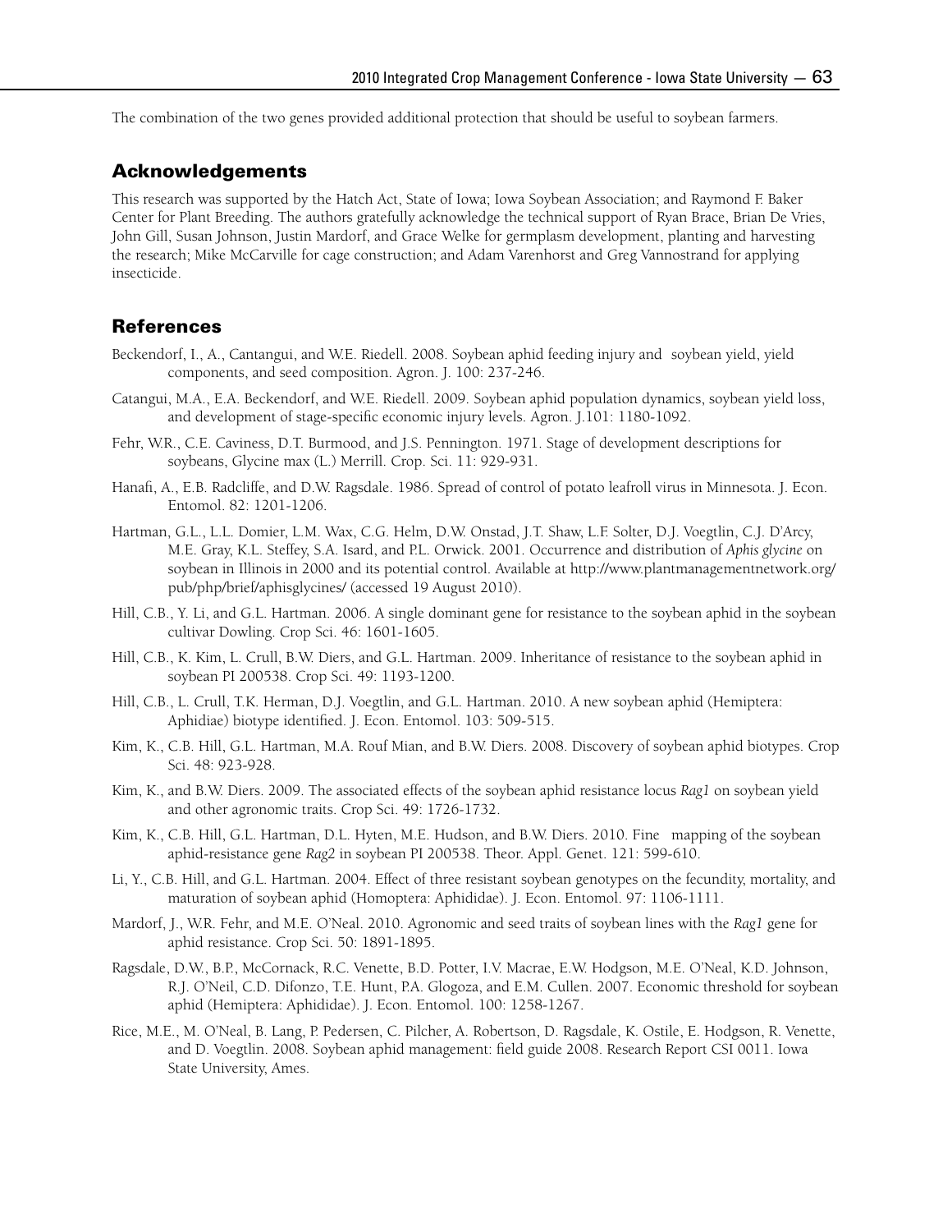The combination of the two genes provided additional protection that should be useful to soybean farmers.

## Acknowledgements

This research was supported by the Hatch Act, State of Iowa; Iowa Soybean Association; and Raymond F. Baker Center for Plant Breeding. The authors gratefully acknowledge the technical support of Ryan Brace, Brian De Vries, John Gill, Susan Johnson, Justin Mardorf, and Grace Welke for germplasm development, planting and harvesting the research; Mike McCarville for cage construction; and Adam Varenhorst and Greg Vannostrand for applying insecticide.

## References

Beckendorf, I., A., Cantangui, and W.E. Riedell. 2008. Soybean aphid feeding injury and soybean yield, yield components, and seed composition. Agron. J. 100: 237-246.

Catangui, M.A., E.A. Beckendorf, and W.E. Riedell. 2009. Soybean aphid population dynamics, soybean yield loss, and development of stage-specific economic injury levels. Agron. J.101: 1180-1092.

Fehr, W.R., C.E. Caviness, D.T. Burmood, and J.S. Pennington. 1971. Stage of development descriptions for soybeans, Glycine max (L.) Merrill. Crop. Sci. 11: 929-931.

Hanafi, A., E.B. Radcliffe, and D.W. Ragsdale. 1986. Spread of control of potato leafroll virus in Minnesota. J. Econ. Entomol. 82: 1201-1206.

Hartman, G.L., L.L. Domier, L.M. Wax, C.G. Helm, D.W. Onstad, J.T. Shaw, L.F. Solter, D.J. Voegtlin, C.J. D'Arcy, M.E. Gray, K.L. Steffey, S.A. Isard, and P.L. Orwick. 2001. Occurrence and distribution of *Aphis glycine* on soybean in Illinois in 2000 and its potential control. Available at http://www.plantmanagementnetwork.org/pub/php/brief/aphisglycines/ (accessed 19 August 2010).

Hill, C.B., Y. Li, and G.L. Hartman. 2006. A single dominant gene for resistance to the soybean aphid in the soybean cultivar Dowling. Crop Sci. 46: 1601-1605.

Hill, C.B., K. Kim, L. Crull, B.W. Diers, and G.L. Hartman. 2009. Inheritance of resistance to the soybean aphid in soybean PI 200538. Crop Sci. 49: 1193-1200.

Hill, C.B., L. Crull, T.K. Herman, D.J. Voegtlin, and G.L. Hartman. 2010. A new soybean aphid (Hemiptera: Aphidiae) biotype identified. J. Econ. Entomol. 103: 509-515.

Kim, K., C.B. Hill, G.L. Hartman, M.A. Rouf Mian, and B.W. Diers. 2008. Discovery of soybean aphid biotypes. Crop Sci. 48: 923-928.

Kim, K., and B.W. Diers. 2009. The associated effects of the soybean aphid resistance locus *Rag1* on soybean yield and other agronomic traits. Crop Sci. 49: 1726-1732.

Kim, K., C.B. Hill, G.L. Hartman, D.L. Hyten, M.E. Hudson, and B.W. Diers. 2010. Fine mapping of the soybean aphid-resistance gene *Rag2* in soybean PI 200538. Theor. Appl. Genet. 121: 599-610.

Li, Y., C.B. Hill, and G.L. Hartman. 2004. Effect of three resistant soybean genotypes on the fecundity, mortality, and maturation of soybean aphid (Homoptera: Aphididae). J. Econ. Entomol. 97: 1106-1111.

Mardorf, J., W.R. Fehr, and M.E. O'Neal. 2010. Agronomic and seed traits of soybean lines with the *Rag1* gene for aphid resistance. Crop Sci. 50: 1891-1895.

Ragsdale, D.W., B.P., McCornack, R.C. Venette, B.D. Potter, I.V. Macrae, E.W. Hodgson, M.E. O'Neal, K.D. Johnson, R.J. O'Neil, C.D. Difonzo, T.E. Hunt, P.A. Glogoza, and E.M. Cullen. 2007. Economic threshold for soybean aphid (Hemiptera: Aphididae). J. Econ. Entomol. 100: 1258-1267.

Rice, M.E., M. O'Neal, B. Lang, P. Pedersen, C. Pilcher, A. Robertson, D. Ragsdale, K. Ostile, E. Hodgson, R. Venette, and D. Voegtlin. 2008. Soybean aphid management: field guide 2008. Research Report CSI 0011. Iowa State University, Ames.